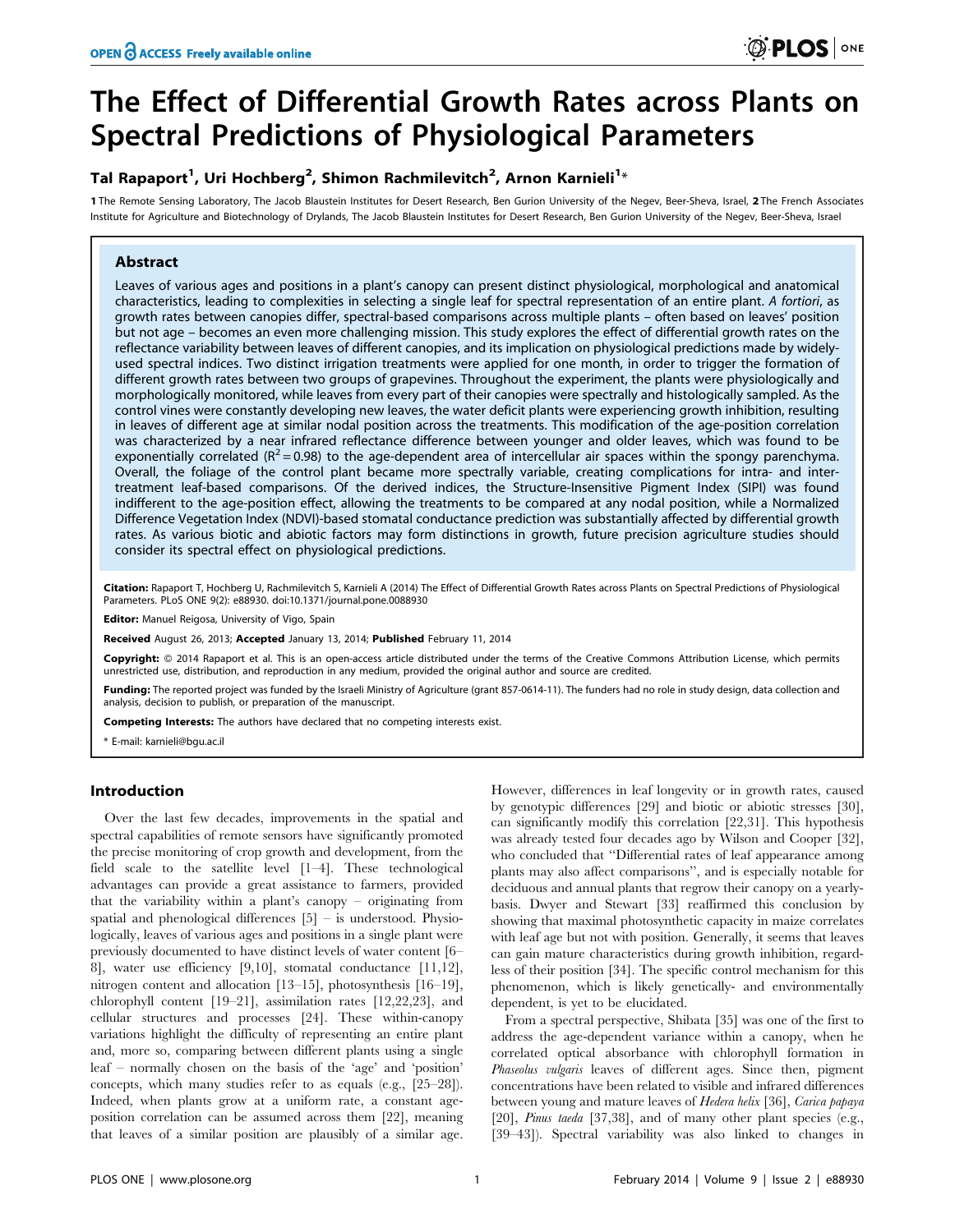# The Effect of Differential Growth Rates across Plants on Spectral Predictions of Physiological Parameters

**Tal Rapaport[1], Uri Hochberg[2], Shimon Rachmilevitch[2], Arnon Karnieli[1]***

1 The Remote Sensing Laboratory, The Jacob Blaustein Institutes for Desert Research, Ben Gurion University of the Negev, Beer-Sheva, Israel, 2 The French Associates Institute for Agriculture and Biotechnology of Drylands, The Jacob Blaustein Institutes for Desert Research, Ben Gurion University of the Negev, Beer-Sheva, Israel

## Abstract

Leaves of various ages and positions in a plant's canopy can present distinct physiological, morphological and anatomical characteristics, leading to complexities in selecting a single leaf for spectral representation of an entire plant. *A fortiori*, as growth rates between canopies differ, spectral-based comparisons across multiple plants – often based on leaves' position but not age – becomes an even more challenging mission. This study explores the effect of differential growth rates on the reflectance variability between leaves of different canopies, and its implication on physiological predictions made by widely-used spectral indices. Two distinct irrigation treatments were applied for one month, in order to trigger the formation of different growth rates between two groups of grapevines. Throughout the experiment, the plants were physiologically and morphologically monitored, while leaves from every part of their canopies were spectrally and histologically sampled. As the control vines were constantly developing new leaves, the water deficit plants were experiencing growth inhibition, resulting in leaves of different age at similar nodal position across the treatments. This modification of the age-position correlation was characterized by a near infrared reflectance difference between younger and older leaves, which was found to be exponentially correlated ($R^2 = 0.98$) to the age-dependent area of intercellular air spaces within the spongy parenchyma. Overall, the foliage of the control plant became more spectrally variable, creating complications for intra- and inter-treatment leaf-based comparisons. Of the derived indices, the Structure-Insensitive Pigment Index (SIPI) was found indifferent to the age-position effect, allowing the treatments to be compared at any nodal position, while a Normalized Difference Vegetation Index (NDVI)-based stomatal conductance prediction was substantially affected by differential growth rates. As various biotic and abiotic factors may form distinctions in growth, future precision agriculture studies should consider its spectral effect on physiological predictions.

**Citation:** Rapaport T, Hochberg U, Rachmilevitch S, Karnieli A (2014) The Effect of Differential Growth Rates across Plants on Spectral Predictions of Physiological Parameters. PLoS ONE 9(2): e88930. doi:10.1371/journal.pone.0088930

**Editor:** Manuel Reigosa, University of Vigo, Spain

**Received** August 26, 2013; **Accepted** January 13, 2014; **Published** February 11, 2014

**Copyright:** © 2014 Rapaport et al. This is an open-access article distributed under the terms of the Creative Commons Attribution License, which permits unrestricted use, distribution, and reproduction in any medium, provided the original author and source are credited.

**Funding:** The reported project was funded by the Israeli Ministry of Agriculture (grant 857-0614-11). The funders had no role in study design, data collection and analysis, decision to publish, or preparation of the manuscript.

**Competing Interests:** The authors have declared that no competing interests exist.

\* E-mail: karnieli@bgu.ac.il

## Introduction

Over the last few decades, improvements in the spatial and spectral capabilities of remote sensors have significantly promoted the precise monitoring of crop growth and development, from the field scale to the satellite level [1–4]. These technological advantages can provide a great assistance to farmers, provided that the variability within a plant's canopy – originating from spatial and phenological differences [5] – is understood. Physiologically, leaves of various ages and positions in a single plant were previously documented to have distinct levels of water content [6–8], water use efficiency [9,10], stomatal conductance [11,12], nitrogen content and allocation [13–15], photosynthesis [16–19], chlorophyll content [19–21], assimilation rates [12,22,23], and cellular structures and processes [24]. These within-canopy variations highlight the difficulty of representing an entire plant and, more so, comparing between different plants using a single leaf – normally chosen on the basis of the 'age' and 'position' concepts, which many studies refer to as equals (e.g., [25–28]). Indeed, when plants grow at a uniform rate, a constant age-position correlation can be assumed across them [22], meaning that leaves of a similar position are plausibly of a similar age. However, differences in leaf longevity or in growth rates, caused by genotypic differences [29] and biotic or abiotic stresses [30], can significantly modify this correlation [22,31]. This hypothesis was already tested four decades ago by Wilson and Cooper [32], who concluded that "Differential rates of leaf appearance among plants may also affect comparisons", and is especially notable for deciduous and annual plants that regrow their canopy on a yearly-basis. Dwyer and Stewart [33] reaffirmed this conclusion by showing that maximal photosynthetic capacity in maize correlates with leaf age but not with position. Generally, it seems that leaves can gain mature characteristics during growth inhibition, regardless of their position [34]. The specific control mechanism for this phenomenon, which is likely genetically- and environmentally dependent, is yet to be elucidated.

From a spectral perspective, Shibata [35] was one of the first to address the age-dependent variance within a canopy, when he correlated optical absorbance with chlorophyll formation in *Phaseolus vulgaris* leaves of different ages. Since then, pigment concentrations have been related to visible and infrared differences between young and mature leaves of *Hedera helix* [36], *Carica papaya* [20], *Pinus taeda* [37,38], and of many other plant species (e.g., [39–43]). Spectral variability was also linked to changes in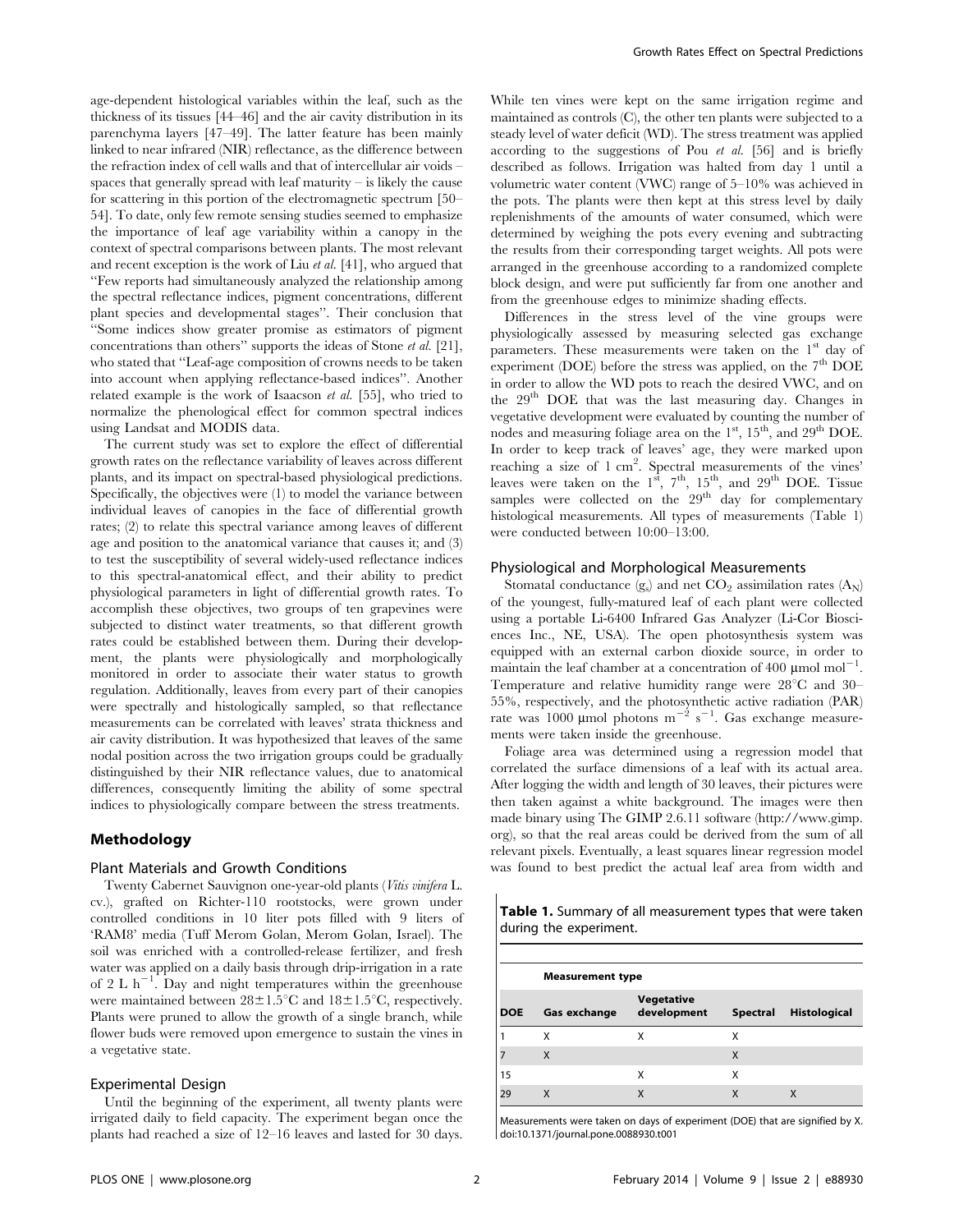age-dependent histological variables within the leaf, such as the thickness of its tissues [44–46] and the air cavity distribution in its parenchyma layers [47–49]. The latter feature has been mainly linked to near infrared (NIR) reflectance, as the difference between the refraction index of cell walls and that of intercellular air voids – spaces that generally spread with leaf maturity – is likely the cause for scattering in this portion of the electromagnetic spectrum [50–54]. To date, only few remote sensing studies seemed to emphasize the importance of leaf age variability within a canopy in the context of spectral comparisons between plants. The most relevant and recent exception is the work of Liu *et al.* [41], who argued that ''Few reports had simultaneously analyzed the relationship among the spectral reflectance indices, pigment concentrations, different plant species and developmental stages''. Their conclusion that ''Some indices show greater promise as estimators of pigment concentrations than others'' supports the ideas of Stone *et al.* [21], who stated that ''Leaf-age composition of crowns needs to be taken into account when applying reflectance-based indices''. Another related example is the work of Isaacson *et al.* [55], who tried to normalize the phenological effect for common spectral indices using Landsat and MODIS data.

The current study was set to explore the effect of differential growth rates on the reflectance variability of leaves across different plants, and its impact on spectral-based physiological predictions. Specifically, the objectives were (1) to model the variance between individual leaves of canopies in the face of differential growth rates; (2) to relate this spectral variance among leaves of different age and position to the anatomical variance that causes it; and (3) to test the susceptibility of several widely-used reflectance indices to this spectral-anatomical effect, and their ability to predict physiological parameters in light of differential growth rates. To accomplish these objectives, two groups of ten grapevines were subjected to distinct water treatments, so that different growth rates could be established between them. During their development, the plants were physiologically and morphologically monitored in order to associate their water status to growth regulation. Additionally, leaves from every part of their canopies were spectrally and histologically sampled, so that reflectance measurements can be correlated with leaves' strata thickness and air cavity distribution. It was hypothesized that leaves of the same nodal position across the two irrigation groups could be gradually distinguished by their NIR reflectance values, due to anatomical differences, consequently limiting the ability of some spectral indices to physiologically compare between the stress treatments.

## Methodology

### Plant Materials and Growth Conditions

Twenty Cabernet Sauvignon one-year-old plants (*Vitis vinifera* L. cv.), grafted on Richter-110 rootstocks, were grown under controlled conditions in 10 liter pots filled with 9 liters of 'RAM8' media (Tuff Merom Golan, Merom Golan, Israel). The soil was enriched with a controlled-release fertilizer, and fresh water was applied on a daily basis through drip-irrigation in a rate of 2 L $h^{-1}$. Day and night temperatures within the greenhouse were maintained between 28±1.5°C and 18±1.5°C, respectively. Plants were pruned to allow the growth of a single branch, while flower buds were removed upon emergence to sustain the vines in a vegetative state.

### Experimental Design

Until the beginning of the experiment, all twenty plants were irrigated daily to field capacity. The experiment began once the plants had reached a size of 12–16 leaves and lasted for 30 days. While ten vines were kept on the same irrigation regime and maintained as controls (C), the other ten plants were subjected to a steady level of water deficit (WD). The stress treatment was applied according to the suggestions of Pou *et al.* [56] and is briefly described as follows. Irrigation was halted from day 1 until a volumetric water content (VWC) range of 5–10% was achieved in the pots. The plants were then kept at this stress level by daily replenishments of the amounts of water consumed, which were determined by weighing the pots every evening and subtracting the results from their corresponding target weights. All pots were arranged in the greenhouse according to a randomized complete block design, and were put sufficiently far from one another and from the greenhouse edges to minimize shading effects.

Differences in the stress level of the vine groups were physiologically assessed by measuring selected gas exchange parameters. These measurements were taken on the 1st day of experiment (DOE) before the stress was applied, on the 7th DOE in order to allow the WD pots to reach the desired VWC, and on the 29th DOE that was the last measuring day. Changes in vegetative development were evaluated by counting the number of nodes and measuring foliage area on the 1st, 15th, and 29th DOE. In order to keep track of leaves' age, they were marked upon reaching a size of 1 $cm^2$. Spectral measurements of the vines' leaves were taken on the 1st, 7th, 15th, and 29th DOE. Tissue samples were collected on the 29th day for complementary histological measurements. All types of measurements (Table 1) were conducted between 10:00–13:00.

### Physiological and Morphological Measurements

Stomatal conductance ($g_s$) and net $CO_2$ assimilation rates ($A_N$) of the youngest, fully-matured leaf of each plant were collected using a portable Li-6400 Infrared Gas Analyzer (Li-Cor Biosciences Inc., NE, USA). The open photosynthesis system was equipped with an external carbon dioxide source, in order to maintain the leaf chamber at a concentration of 400 µmol $mol^{-1}$. Temperature and relative humidity range were 28°C and 30–55%, respectively, and the photosynthetic active radiation (PAR) rate was 1000 µmol photons $m^{-2}$ $s^{-1}$. Gas exchange measurements were taken inside the greenhouse.

Foliage area was determined using a regression model that correlated the surface dimensions of a leaf with its actual area. After logging the width and length of 30 leaves, their pictures were then taken against a white background. The images were then made binary using The GIMP 2.6.11 software (http://www.gimp.org), so that the real areas could be derived from the sum of all relevant pixels. Eventually, a least squares linear regression model was found to best predict the actual leaf area from width and

**Table 1.** Summary of all measurement types that were taken during the experiment.

| | Measurement type | | | |
|---|---|---|---|---|
| **DOE** | **Gas exchange** | **Vegetative development** | **Spectral** | **Histological** |
| 1 | X | X | X | |
| 7 | X | | X | |
| 15 | | X | X | |
| 29 | X | X | X | X |

Measurements were taken on days of experiment (DOE) that are signified by X.
doi:10.1371/journal.pone.0088930.t001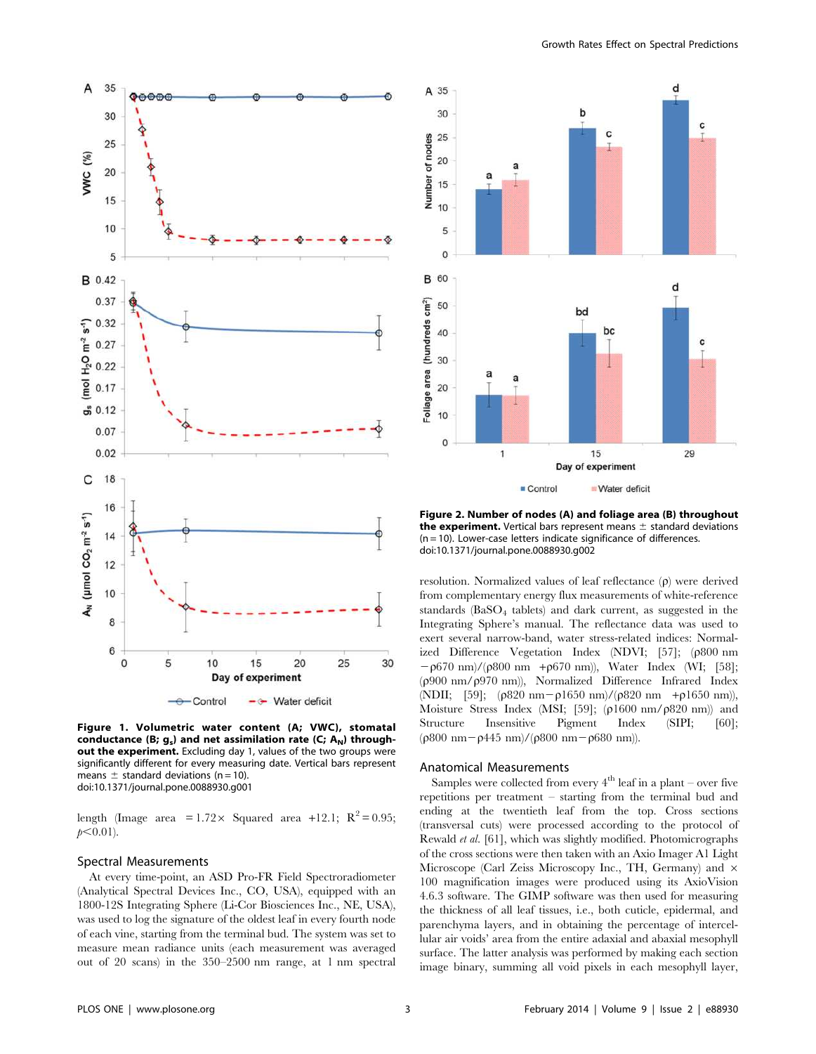**Figure 1. Volumetric water content (A; VWC), stomatal conductance (B; $g_s$) and net assimilation rate (C; $A_N$) throughout the experiment.** Excluding day 1, values of the two groups were significantly different for every measuring date. Vertical bars represent means ± standard deviations (n = 10).
doi:10.1371/journal.pone.0088930.g001

length (Image area = 1.72× Squared area +12.1; $R^2 = 0.95$; $p<0.01$).

## Spectral Measurements

At every time-point, an ASD Pro-FR Field Spectroradiometer (Analytical Spectral Devices Inc., CO, USA), equipped with an 1800-12S Integrating Sphere (Li-Cor Biosciences Inc., NE, USA), was used to log the signature of the oldest leaf in every fourth node of each vine, starting from the terminal bud. The system was set to measure mean radiance units (each measurement was averaged out of 20 scans) in the 350–2500 nm range, at 1 nm spectral resolution. Normalized values of leaf reflectance (ρ) were derived from complementary energy flux measurements of white-reference standards ($BaSO_4$ tablets) and dark current, as suggested in the Integrating Sphere's manual. The reflectance data was used to exert several narrow-band, water stress-related indices: Normalized Difference Vegetation Index (NDVI; [57]; (ρ800 nm −ρ670 nm)/(ρ800 nm +ρ670 nm)), Water Index (WI; [58]; (ρ900 nm/ρ970 nm)), Normalized Difference Infrared Index (NDII; [59]; (ρ820 nm−ρ1650 nm)/(ρ820 nm +ρ1650 nm)), Moisture Stress Index (MSI; [59]; (ρ1600 nm/ρ820 nm)) and Structure Insensitive Pigment Index (SIPI; [60]; (ρ800 nm−ρ445 nm)/(ρ800 nm−ρ680 nm)).

**Figure 2. Number of nodes (A) and foliage area (B) throughout the experiment.** Vertical bars represent means ± standard deviations (n = 10). Lower-case letters indicate significance of differences.
doi:10.1371/journal.pone.0088930.g002

## Anatomical Measurements

Samples were collected from every 4[th] leaf in a plant – over five repetitions per treatment – starting from the terminal bud and ending at the twentieth leaf from the top. Cross sections (transversal cuts) were processed according to the protocol of Rewald *et al.* [61], which was slightly modified. Photomicrographs of the cross sections were then taken with an Axio Imager A1 Light Microscope (Carl Zeiss Microscopy Inc., TH, Germany) and × 100 magnification images were produced using its AxioVision 4.6.3 software. The GIMP software was then used for measuring the thickness of all leaf tissues, i.e., both cuticle, epidermal, and parenchyma layers, and in obtaining the percentage of intercellular air voids' area from the entire adaxial and abaxial mesophyll surface. The latter analysis was performed by making each section image binary, summing all void pixels in each mesophyll layer,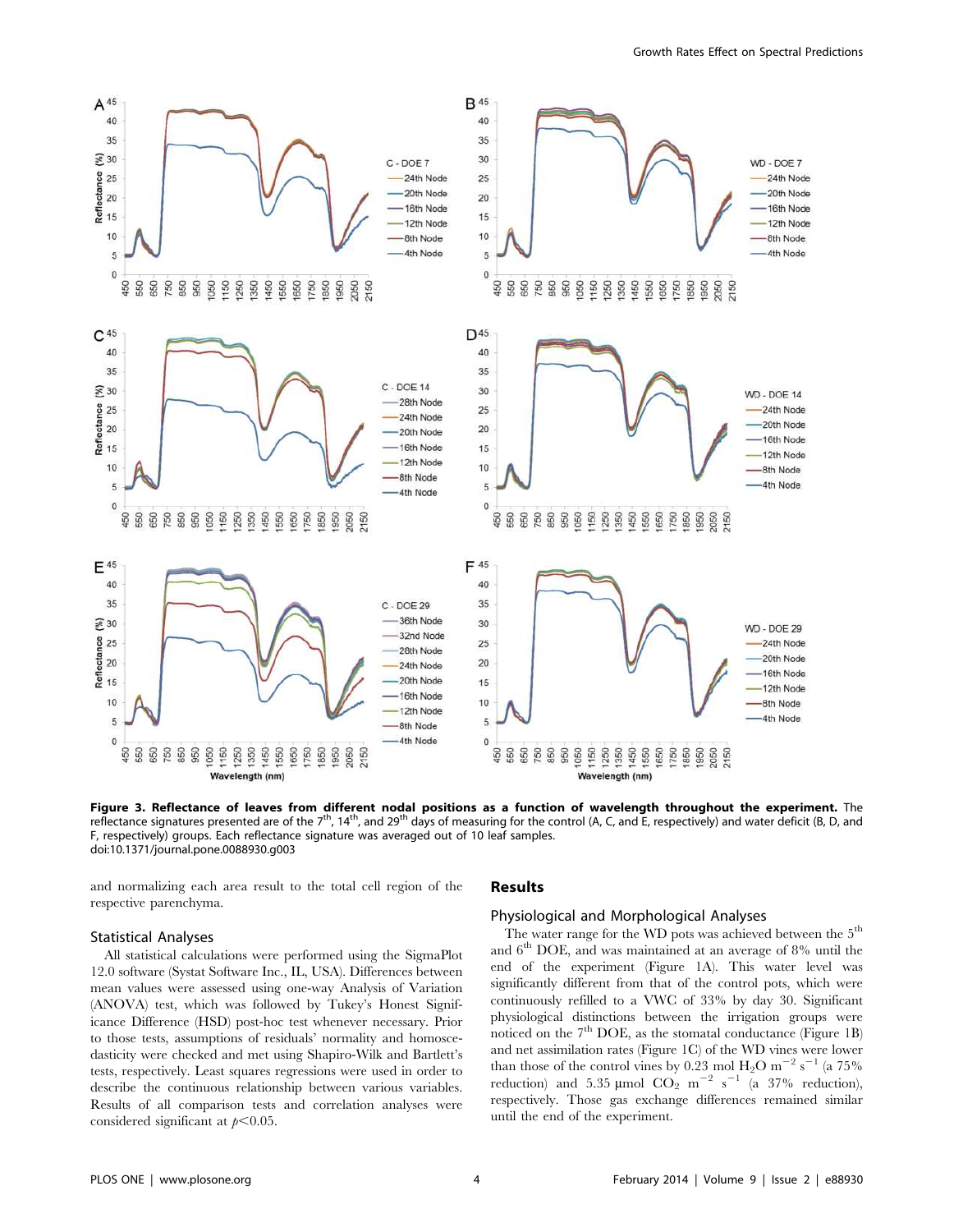**Figure 3. Reflectance of leaves from different nodal positions as a function of wavelength throughout the experiment.** The reflectance signatures presented are of the 7th, 14th, and 29th days of measuring for the control (A, C, and E, respectively) and water deficit (B, D, and F, respectively) groups. Each reflectance signature was averaged out of 10 leaf samples.
doi:10.1371/journal.pone.0088930.g003

and normalizing each area result to the total cell region of the respective parenchyma.

### Statistical Analyses

All statistical calculations were performed using the SigmaPlot 12.0 software (Systat Software Inc., IL, USA). Differences between mean values were assessed using one-way Analysis of Variation (ANOVA) test, which was followed by Tukey's Honest Significance Difference (HSD) post-hoc test whenever necessary. Prior to those tests, assumptions of residuals' normality and homoscedasticity were checked and met using Shapiro-Wilk and Bartlett's tests, respectively. Least squares regressions were used in order to describe the continuous relationship between various variables. Results of all comparison tests and correlation analyses were considered significant at $p<0.05$.

## Results

### Physiological and Morphological Analyses

The water range for the WD pots was achieved between the 5th and 6th DOE, and was maintained at an average of 8% until the end of the experiment (Figure 1A). This water level was significantly different from that of the control pots, which were continuously refilled to a VWC of 33% by day 30. Significant physiological distinctions between the irrigation groups were noticed on the 7th DOE, as the stomatal conductance (Figure 1B) and net assimilation rates (Figure 1C) of the WD vines were lower than those of the control vines by 0.23 mol $H_2O$ $m^{-2}$ $s^{-1}$ (a 75% reduction) and 5.35 μmol $CO_2$ $m^{-2}$ $s^{-1}$ (a 37% reduction), respectively. Those gas exchange differences remained similar until the end of the experiment.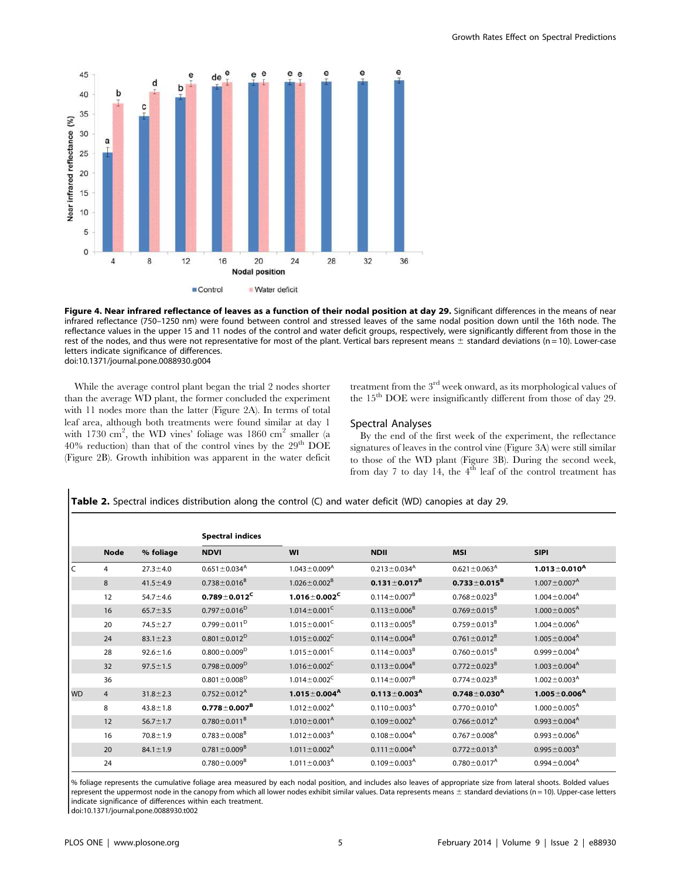**Figure 4. Near infrared reflectance of leaves as a function of their nodal position at day 29.** Significant differences in the means of near infrared reflectance (750–1250 nm) were found between control and stressed leaves of the same nodal position down until the 16th node. The reflectance values in the upper 15 and 11 nodes of the control and water deficit groups, respectively, were significantly different from those in the rest of the nodes, and thus were not representative for most of the plant. Vertical bars represent means ± standard deviations (n = 10). Lower-case letters indicate significance of differences.
doi:10.1371/journal.pone.0088930.g004

While the average control plant began the trial 2 nodes shorter than the average WD plant, the former concluded the experiment with 11 nodes more than the latter (Figure 2A). In terms of total leaf area, although both treatments were found similar at day 1 with 1730 $cm^2$, the WD vines' foliage was 1860 $cm^2$ smaller (a 40% reduction) than that of the control vines by the 29$^{th}$ DOE (Figure 2B). Growth inhibition was apparent in the water deficit treatment from the 3$^{rd}$ week onward, as its morphological values of the 15$^{th}$ DOE were insignificantly different from those of day 29.

## Spectral Analyses

By the end of the first week of the experiment, the reflectance signatures of leaves in the control vine (Figure 3A) were still similar to those of the WD plant (Figure 3B). During the second week, from day 7 to day 14, the 4$^{th}$ leaf of the control treatment has

**Table 2.** Spectral indices distribution along the control (C) and water deficit (WD) canopies at day 29.

| | Node | % foliage | Spectral indices NDVI | WI | NDII | MSI | SIPI |
|---|---|---|---|---|---|---|---|
| C | 4 | 27.3±4.0 | 0.651±0.034$^A$ | 1.043±0.009$^A$ | 0.213±0.034$^A$ | 0.621±0.063$^A$ | **1.013±0.010$^A$** |
| | 8 | 41.5±4.9 | 0.738±0.016$^B$ | 1.026±0.002$^B$ | **0.131±0.017$^B$** | **0.733±0.015$^B$** | 1.007±0.007$^A$ |
| | 12 | 54.7±4.6 | **0.789±0.012$^C$** | **1.016±0.002$^C$** | 0.114±0.007$^B$ | 0.768±0.023$^B$ | 1.004±0.004$^A$ |
| | 16 | 65.7±3.5 | 0.797±0.016$^D$ | 1.014±0.001$^C$ | 0.113±0.006$^B$ | 0.769±0.015$^B$ | 1.000±0.005$^A$ |
| | 20 | 74.5±2.7 | 0.799±0.011$^D$ | 1.015±0.001$^C$ | 0.113±0.005$^B$ | 0.759±0.013$^B$ | 1.004±0.006$^A$ |
| | 24 | 83.1±2.3 | 0.801±0.012$^D$ | 1.015±0.002$^C$ | 0.114±0.004$^B$ | 0.761±0.012$^B$ | 1.005±0.004$^A$ |
| | 28 | 92.6±1.6 | 0.800±0.009$^D$ | 1.015±0.001$^C$ | 0.114±0.003$^B$ | 0.760±0.015$^B$ | 0.999±0.004$^A$ |
| | 32 | 97.5±1.5 | 0.798±0.009$^D$ | 1.016±0.002$^C$ | 0.113±0.004$^B$ | 0.772±0.023$^B$ | 1.003±0.004$^A$ |
| | 36 | | 0.801±0.008$^D$ | 1.014±0.002$^C$ | 0.114±0.007$^B$ | 0.774±0.023$^B$ | 1.002±0.003$^A$ |
| WD | 4 | 31.8±2.3 | 0.752±0.012$^A$ | **1.015±0.004$^A$** | **0.113±0.003$^A$** | **0.748±0.030$^A$** | **1.005±0.006$^A$** |
| | 8 | 43.8±1.8 | **0.778±0.007$^B$** | 1.012±0.002$^A$ | 0.110±0.003$^A$ | 0.770±0.010$^A$ | 1.000±0.005$^A$ |
| | 12 | 56.7±1.7 | 0.780±0.011$^B$ | 1.010±0.001$^A$ | 0.109±0.002$^A$ | 0.766±0.012$^A$ | 0.993±0.004$^A$ |
| | 16 | 70.8±1.9 | 0.783±0.008$^B$ | 1.012±0.003$^A$ | 0.108±0.004$^A$ | 0.767±0.008$^A$ | 0.993±0.006$^A$ |
| | 20 | 84.1±1.9 | 0.781±0.009$^B$ | 1.011±0.002$^A$ | 0.111±0.004$^A$ | 0.772±0.013$^A$ | 0.995±0.003$^A$ |
| | 24 | | 0.780±0.009$^B$ | 1.011±0.003$^A$ | 0.109±0.003$^A$ | 0.780±0.017$^A$ | 0.994±0.004$^A$ |

% foliage represents the cumulative foliage area measured by each nodal position, and includes also leaves of appropriate size from lateral shoots. Bolded values represent the uppermost node in the canopy from which all lower nodes exhibit similar values. Data represents means ± standard deviations (n = 10). Upper-case letters indicate significance of differences within each treatment.
doi:10.1371/journal.pone.0088930.t002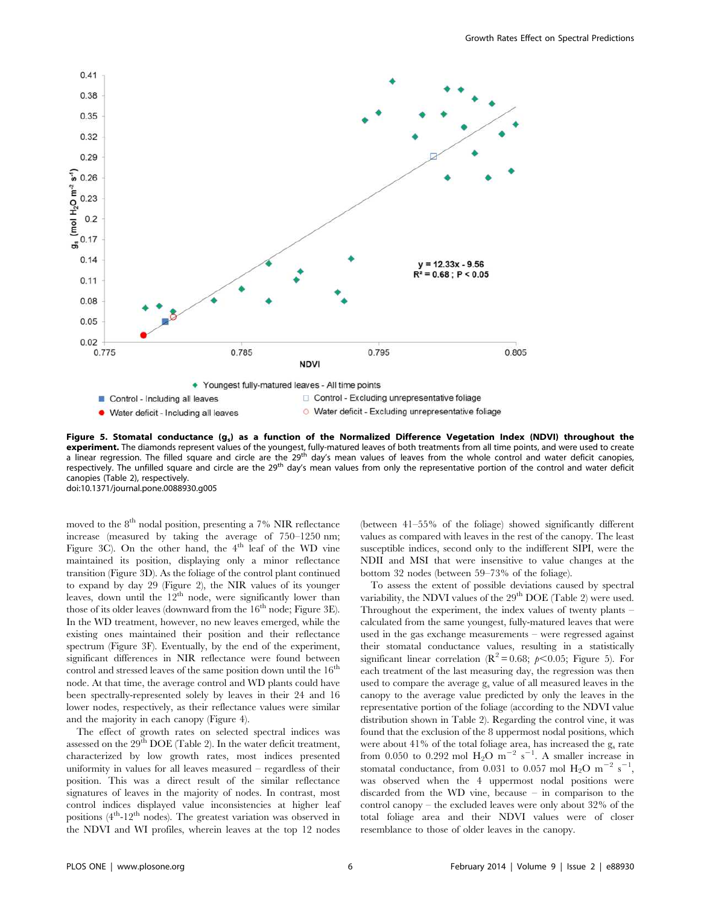**Figure 5. Stomatal conductance ($g_s$) as a function of the Normalized Difference Vegetation Index (NDVI) throughout the experiment.** The diamonds represent values of the youngest, fully-matured leaves of both treatments from all time points, and were used to create a linear regression. The filled square and circle are the 29[th] day's mean values of leaves from the whole control and water deficit canopies, respectively. The unfilled square and circle are the 29[th] day's mean values from only the representative portion of the control and water deficit canopies (Table 2), respectively.
doi:10.1371/journal.pone.0088930.g005

moved to the 8[th] nodal position, presenting a 7% NIR reflectance increase (measured by taking the average of 750–1250 nm; Figure 3C). On the other hand, the 4[th] leaf of the WD vine maintained its position, displaying only a minor reflectance transition (Figure 3D). As the foliage of the control plant continued to expand by day 29 (Figure 2), the NIR values of its younger leaves, down until the 12[th] node, were significantly lower than those of its older leaves (downward from the 16[th] node; Figure 3E). In the WD treatment, however, no new leaves emerged, while the existing ones maintained their position and their reflectance spectrum (Figure 3F). Eventually, by the end of the experiment, significant differences in NIR reflectance were found between control and stressed leaves of the same position down until the 16[th] node. At that time, the average control and WD plants could have been spectrally-represented solely by leaves in their 24 and 16 lower nodes, respectively, as their reflectance values were similar and the majority in each canopy (Figure 4).

The effect of growth rates on selected spectral indices was assessed on the 29[th] DOE (Table 2). In the water deficit treatment, characterized by low growth rates, most indices presented uniformity in values for all leaves measured – regardless of their position. This was a direct result of the similar reflectance signatures of leaves in the majority of nodes. In contrast, most control indices displayed value inconsistencies at higher leaf positions (4[th]-12[th] nodes). The greatest variation was observed in the NDVI and WI profiles, wherein leaves at the top 12 nodes (between 41–55% of the foliage) showed significantly different values as compared with leaves in the rest of the canopy. The least susceptible indices, second only to the indifferent SIPI, were the NDII and MSI that were insensitive to value changes at the bottom 32 nodes (between 59–73% of the foliage).

To assess the extent of possible deviations caused by spectral variability, the NDVI values of the 29[th] DOE (Table 2) were used. Throughout the experiment, the index values of twenty plants – calculated from the same youngest, fully-matured leaves that were used in the gas exchange measurements – were regressed against their stomatal conductance values, resulting in a statistically significant linear correlation ($R^2 = 0.68$; $p<0.05$; Figure 5). For each treatment of the last measuring day, the regression was then used to compare the average $g_s$ value of all measured leaves in the canopy to the average value predicted by only the leaves in the representative portion of the foliage (according to the NDVI value distribution shown in Table 2). Regarding the control vine, it was found that the exclusion of the 8 uppermost nodal positions, which were about 41% of the total foliage area, has increased the $g_s$ rate from 0.050 to 0.292 mol $H_2O$ $m^{-2}$ $s^{-1}$. A smaller increase in stomatal conductance, from 0.031 to 0.057 mol $H_2O$ $m^{-2}$ $s^{-1}$, was observed when the 4 uppermost nodal positions were discarded from the WD vine, because – in comparison to the control canopy – the excluded leaves were only about 32% of the total foliage area and their NDVI values were of closer resemblance to those of older leaves in the canopy.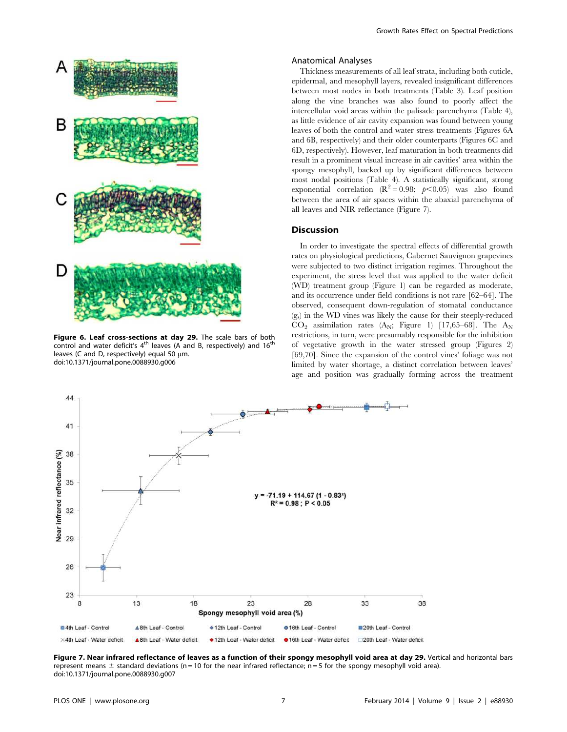Figure 6. Leaf cross-sections at day 29. The scale bars of both control and water deficit's 4th and B, respectively) and 16th leaves (C and D, respectively) equal 50 µm.
doi:10.1371/journal.pone.0088930.g006

### Anatomical Analyses

Thickness measurements of all leaf strata, including both cuticle, epidermal, and mesophyll layers, revealed insignificant differences between most nodes in both treatments (Table 3). Leaf position along the vine branches was also found to poorly affect the intercellular void areas within the palisade parenchyma (Table 4), as little evidence of air cavity expansion was found between young leaves of both the control and water stress treatments (Figures 6A and 6B, respectively) and their older counterparts (Figures 6C and 6D, respectively). However, leaf maturation in both treatments did result in a prominent visual increase in air cavities' area within the spongy mesophyll, backed up by significant differences between most nodal positions (Table 4). A statistically significant, strong exponential correlation ($R^2 = 0.98$; $p<0.05$) was also found between the area of air spaces within the abaxial parenchyma of all leaves and NIR reflectance (Figure 7).

## Discussion

In order to investigate the spectral effects of differential growth rates on physiological predictions, Cabernet Sauvignon grapevines were subjected to two distinct irrigation regimes. Throughout the experiment, the stress level that was applied to the water deficit (WD) treatment group (Figure 1) can be regarded as moderate, and its occurrence under field conditions is not rare [62–64]. The observed, consequent down-regulation of stomatal conductance ($g_s$) in the WD vines was likely the cause for their steeply-reduced $CO_2$ assimilation rates ($A_N$; Figure 1) [17,65–68]. The $A_N$ restrictions, in turn, were presumably responsible for the inhibition of vegetative growth in the water stressed group (Figures 2) [69,70]. Since the expansion of the control vines' foliage was not limited by water shortage, a distinct correlation between leaves' age and position was gradually forming across the treatment

Figure 7. Near infrared reflectance of leaves as a function of their spongy mesophyll void area at day 29. Vertical and horizontal bars represent means ± standard deviations (n = 10 for the near infrared reflectance; n = 5 for the spongy mesophyll void area).
doi:10.1371/journal.pone.0088930.g007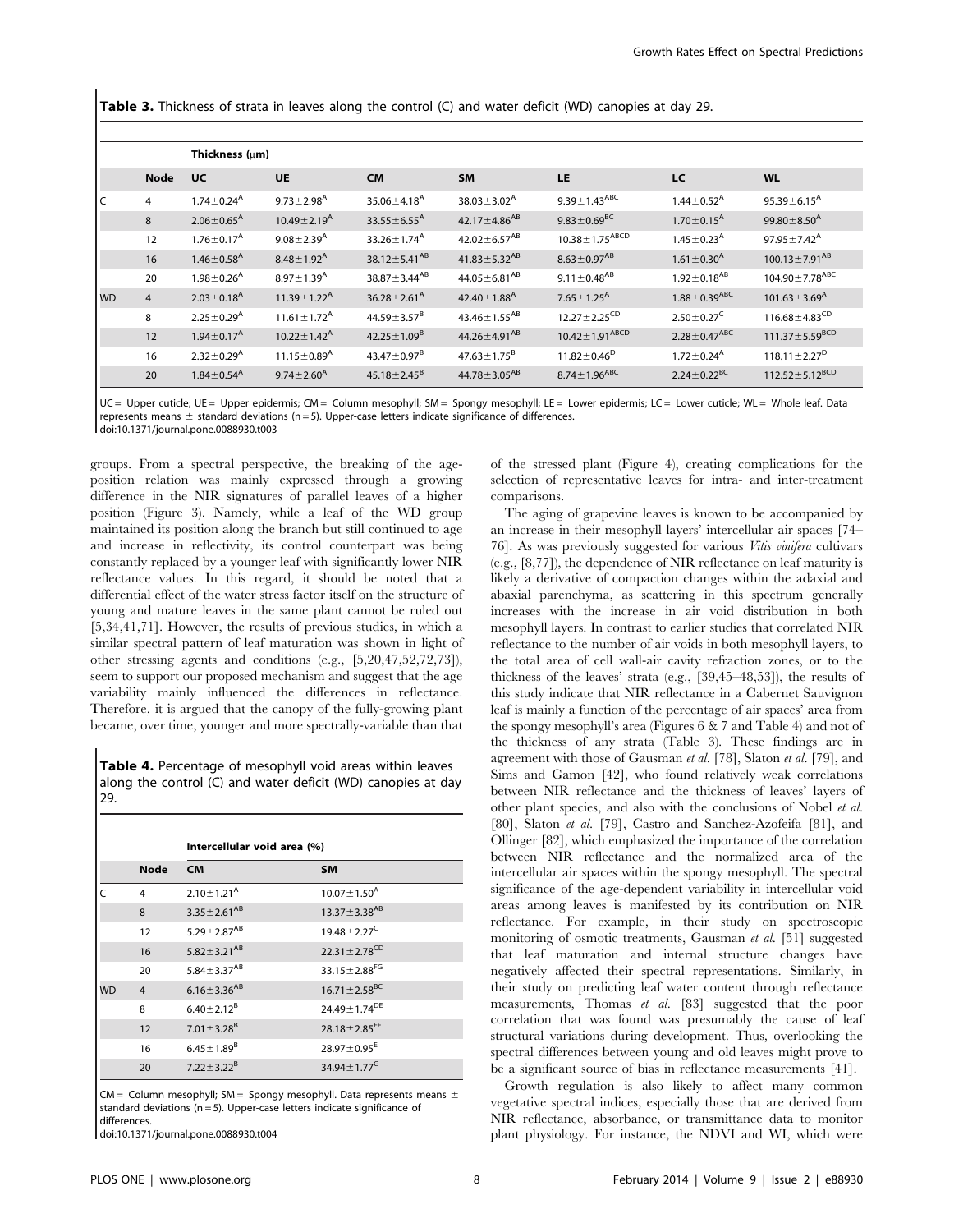**Table 3.** Thickness of strata in leaves along the control (C) and water deficit (WD) canopies at day 29.

| | | Thickness (μm) | | | | | | |
|---|---|---|---|---|---|---|---|---|
| | **Node** | **UC** | **UE** | **CM** | **SM** | **LE** | **LC** | **WL** |
| C | 4 | $1.74 \pm 0.24^{A}$ | $9.73 \pm 2.98^{A}$ | $35.06 \pm 4.18^{A}$ | $38.03 \pm 3.02^{A}$ | $9.39 \pm 1.43^{ABC}$ | $1.44 \pm 0.52^{A}$ | $95.39 \pm 6.15^{A}$ |
| | 8 | $2.06 \pm 0.65^{A}$ | $10.49 \pm 2.19^{A}$ | $33.55 \pm 6.55^{A}$ | $42.17 \pm 4.86^{AB}$ | $9.83 \pm 0.69^{BC}$ | $1.70 \pm 0.15^{A}$ | $99.80 \pm 8.50^{A}$ |
| | 12 | $1.76 \pm 0.17^{A}$ | $9.08 \pm 2.39^{A}$ | $33.26 \pm 1.74^{A}$ | $42.02 \pm 6.57^{AB}$ | $10.38 \pm 1.75^{ABCD}$ | $1.45 \pm 0.23^{A}$ | $97.95 \pm 7.42^{A}$ |
| | 16 | $1.46 \pm 0.58^{A}$ | $8.48 \pm 1.92^{A}$ | $38.12 \pm 5.41^{AB}$ | $41.83 \pm 5.32^{AB}$ | $8.63 \pm 0.97^{AB}$ | $1.61 \pm 0.30^{A}$ | $100.13 \pm 7.91^{AB}$ |
| | 20 | $1.98 \pm 0.26^{A}$ | $8.97 \pm 1.39^{A}$ | $38.87 \pm 3.44^{AB}$ | $44.05 \pm 6.81^{AB}$ | $9.11 \pm 0.48^{AB}$ | $1.92 \pm 0.18^{AB}$ | $104.90 \pm 7.78^{ABC}$ |
| WD | 4 | $2.03 \pm 0.18^{A}$ | $11.39 \pm 1.22^{A}$ | $36.28 \pm 2.61^{A}$ | $42.40 \pm 1.88^{A}$ | $7.65 \pm 1.25^{A}$ | $1.88 \pm 0.39^{ABC}$ | $101.63 \pm 3.69^{A}$ |
| | 8 | $2.25 \pm 0.29^{A}$ | $11.61 \pm 1.72^{A}$ | $44.59 \pm 3.57^{B}$ | $43.46 \pm 1.55^{AB}$ | $12.27 \pm 2.25^{CD}$ | $2.50 \pm 0.27^{C}$ | $116.68 \pm 4.83^{CD}$ |
| | 12 | $1.94 \pm 0.17^{A}$ | $10.22 \pm 1.42^{A}$ | $42.25 \pm 1.09^{B}$ | $44.26 \pm 4.91^{AB}$ | $10.42 \pm 1.91^{ABCD}$ | $2.28 \pm 0.47^{ABC}$ | $111.37 \pm 5.59^{BCD}$ |
| | 16 | $2.32 \pm 0.29^{A}$ | $11.15 \pm 0.89^{A}$ | $43.47 \pm 0.97^{B}$ | $47.63 \pm 1.75^{B}$ | $11.82 \pm 0.46^{D}$ | $1.72 \pm 0.24^{A}$ | $118.11 \pm 2.27^{D}$ |
| | 20 | $1.84 \pm 0.54^{A}$ | $9.74 \pm 2.60^{A}$ | $45.18 \pm 2.45^{B}$ | $44.78 \pm 3.05^{AB}$ | $8.74 \pm 1.96^{ABC}$ | $2.24 \pm 0.22^{BC}$ | $112.52 \pm 5.12^{BCD}$ |

UC = Upper cuticle; UE = Upper epidermis; CM = Column mesophyll; SM = Spongy mesophyll; LE = Lower epidermis; LC = Lower cuticle; WL = Whole leaf. Data represents means ± standard deviations (n = 5). Upper-case letters indicate significance of differences.
doi:10.1371/journal.pone.0088930.t003

groups. From a spectral perspective, the breaking of the age-position relation was mainly expressed through a growing difference in the NIR signatures of parallel leaves of a higher position (Figure 3). Namely, while a leaf of the WD group maintained its position along the branch but still continued to age and increase in reflectivity, its control counterpart was being constantly replaced by a younger leaf with significantly lower NIR reflectance values. In this regard, it should be noted that a differential effect of the water stress factor itself on the structure of young and mature leaves in the same plant cannot be ruled out [5,34,41,71]. However, the results of previous studies, in which a similar spectral pattern of leaf maturation was shown in light of other stressing agents and conditions (e.g., [5,20,47,52,72,73]), seem to support our proposed mechanism and suggest that the age variability mainly influenced the differences in reflectance. Therefore, it is argued that the canopy of the fully-growing plant became, over time, younger and more spectrally-variable than that of the stressed plant (Figure 4), creating complications for the selection of representative leaves for intra- and inter-treatment comparisons.

**Table 4.** Percentage of mesophyll void areas within leaves along the control (C) and water deficit (WD) canopies at day 29.

| | | Intercellular void area (%) | |
|---|---|---|---|
| | **Node** | **CM** | **SM** |
| C | 4 | $2.10 \pm 1.21^{A}$ | $10.07 \pm 1.50^{A}$ |
| | 8 | $3.35 \pm 2.61^{AB}$ | $13.37 \pm 3.38^{AB}$ |
| | 12 | $5.29 \pm 2.87^{AB}$ | $19.48 \pm 2.27^{C}$ |
| | 16 | $5.82 \pm 3.21^{AB}$ | $22.31 \pm 2.78^{CD}$ |
| | 20 | $5.84 \pm 3.37^{AB}$ | $33.15 \pm 2.88^{FG}$ |
| WD | 4 | $6.16 \pm 3.36^{AB}$ | $16.71 \pm 2.58^{BC}$ |
| | 8 | $6.40 \pm 2.12^{B}$ | $24.49 \pm 1.74^{DE}$ |
| | 12 | $7.01 \pm 3.28^{B}$ | $28.18 \pm 2.85^{EF}$ |
| | 16 | $6.45 \pm 1.89^{B}$ | $28.97 \pm 0.95^{E}$ |
| | 20 | $7.22 \pm 3.22^{B}$ | $34.94 \pm 1.77^{G}$ |

CM = Column mesophyll; SM = Spongy mesophyll. Data represents means ± standard deviations (n = 5). Upper-case letters indicate significance of differences.
doi:10.1371/journal.pone.0088930.t004

The aging of grapevine leaves is known to be accompanied by an increase in their mesophyll layers' intercellular air spaces [74–76]. As was previously suggested for various *Vitis vinifera* cultivars (e.g., [8,77]), the dependence of NIR reflectance on leaf maturity is likely a derivative of compaction changes within the adaxial and abaxial parenchyma, as scattering in this spectrum generally increases with the increase in air void distribution in both mesophyll layers. In contrast to earlier studies that correlated NIR reflectance to the number of air voids in both mesophyll layers, to the total area of cell wall-air cavity refraction zones, or to the thickness of the leaves' strata (e.g., [39,45–48,53]), the results of this study indicate that NIR reflectance in a Cabernet Sauvignon leaf is mainly a function of the percentage of air spaces' area from the spongy mesophyll's area (Figures 6 & 7 and Table 4) and not of the thickness of any strata (Table 3). These findings are in agreement with those of Gausman *et al.* [78], Slaton *et al.* [79], and Sims and Gamon [42], who found relatively weak correlations between NIR reflectance and the thickness of leaves' layers of other plant species, and also with the conclusions of Nobel *et al.* [80], Slaton *et al.* [79], Castro and Sanchez-Azofeifa [81], and Ollinger [82], which emphasized the importance of the correlation between NIR reflectance and the normalized area of the intercellular air spaces within the spongy mesophyll. The spectral significance of the age-dependent variability in intercellular void areas among leaves is manifested by its contribution on NIR reflectance. For example, in their study on spectroscopic monitoring of osmotic treatments, Gausman *et al.* [51] suggested that leaf maturation and internal structure changes have negatively affected their spectral representations. Similarly, in their study on predicting leaf water content through reflectance measurements, Thomas *et al.* [83] suggested that the poor correlation that was found was presumably the cause of leaf structural variations during development. Thus, overlooking the spectral differences between young and old leaves might prove to be a significant source of bias in reflectance measurements [41].

Growth regulation is also likely to affect many common vegetative spectral indices, especially those that are derived from NIR reflectance, absorbance, or transmittance data to monitor plant physiology. For instance, the NDVI and WI, which were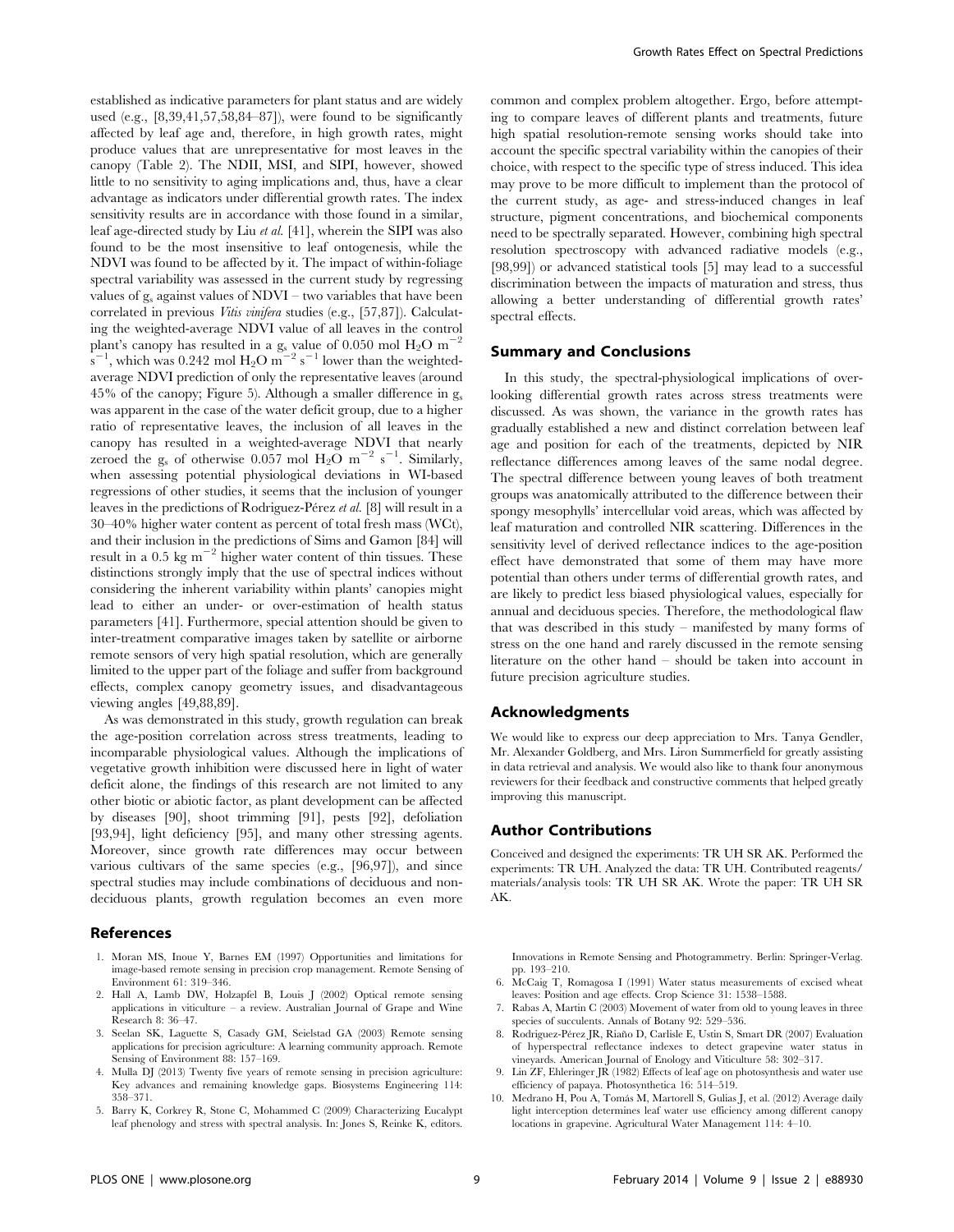established as indicative parameters for plant status and are widely used (e.g., [8,39,41,57,58,84–87]), were found to be significantly affected by leaf age and, therefore, in high growth rates, might produce values that are unrepresentative for most leaves in the canopy (Table 2). The NDII, MSI, and SIPI, however, showed little to no sensitivity to aging implications and, thus, have a clear advantage as indicators under differential growth rates. The index sensitivity results are in accordance with those found in a similar, leaf age-directed study by Liu *et al.* [41], wherein the SIPI was also found to be the most insensitive to leaf ontogenesis, while the NDVI was found to be affected by it. The impact of within-foliage spectral variability was assessed in the current study by regressing values of $g_s$ against values of NDVI – two variables that have been correlated in previous *Vitis vinifera* studies (e.g., [57,87]). Calculating the weighted-average NDVI value of all leaves in the control plant's canopy has resulted in a $g_s$ value of 0.050 mol $H_2O$ $m^{-2}$ $s^{-1}$, which was 0.242 mol $H_2O$ $m^{-2}$ $s^{-1}$ lower than the weighted-average NDVI prediction of only the representative leaves (around 45% of the canopy; Figure 5). Although a smaller difference in $g_s$ was apparent in the case of the water deficit group, due to a higher ratio of representative leaves, the inclusion of all leaves in the canopy has resulted in a weighted-average NDVI that nearly zeroed the $g_s$ of otherwise 0.057 mol $H_2O$ $m^{-2}$ $s^{-1}$. Similarly, when assessing potential physiological deviations in WI-based regressions of other studies, it seems that the inclusion of younger leaves in the predictions of Rodriguez-Pérez *et al.* [8] will result in a 30–40% higher water content as percent of total fresh mass (WCt), and their inclusion in the predictions of Sims and Gamon [84] will result in a 0.5 kg $m^{-2}$ higher water content of thin tissues. These distinctions strongly imply that the use of spectral indices without considering the inherent variability within plants' canopies might lead to either an under- or over-estimation of health status parameters [41]. Furthermore, special attention should be given to inter-treatment comparative images taken by satellite or airborne remote sensors of very high spatial resolution, which are generally limited to the upper part of the foliage and suffer from background effects, complex canopy geometry issues, and disadvantageous viewing angles [49,88,89].

As was demonstrated in this study, growth regulation can break the age-position correlation across stress treatments, leading to incomparable physiological values. Although the implications of vegetative growth inhibition were discussed here in light of water deficit alone, the findings of this research are not limited to any other biotic or abiotic factor, as plant development can be affected by diseases [90], shoot trimming [91], pests [92], defoliation [93,94], light deficiency [95], and many other stressing agents. Moreover, since growth rate differences may occur between various cultivars of the same species (e.g., [96,97]), and since spectral studies may include combinations of deciduous and non-deciduous plants, growth regulation becomes an even more common and complex problem altogether. Ergo, before attempting to compare leaves of different plants and treatments, future high spatial resolution-remote sensing works should take into account the specific spectral variability within the canopies of their choice, with respect to the specific type of stress induced. This idea may prove to be more difficult to implement than the protocol of the current study, as age- and stress-induced changes in leaf structure, pigment concentrations, and biochemical components need to be spectrally separated. However, combining high spectral resolution spectroscopy with advanced radiative models (e.g., [98,99]) or advanced statistical tools [5] may lead to a successful discrimination between the impacts of maturation and stress, thus allowing a better understanding of differential growth rates' spectral effects.

## Summary and Conclusions

In this study, the spectral-physiological implications of overlooking differential growth rates across stress treatments were discussed. As was shown, the variance in the growth rates has gradually established a new and distinct correlation between leaf age and position for each of the treatments, depicted by NIR reflectance differences among leaves of the same nodal degree. The spectral difference between young leaves of both treatment groups was anatomically attributed to the difference between their spongy mesophylls' intercellular void areas, which was affected by leaf maturation and controlled NIR scattering. Differences in the sensitivity level of derived reflectance indices to the age-position effect have demonstrated that some of them may have more potential than others under terms of differential growth rates, and are likely to predict less biased physiological values, especially for annual and deciduous species. Therefore, the methodological flaw that was described in this study – manifested by many forms of stress on the one hand and rarely discussed in the remote sensing literature on the other hand – should be taken into account in future precision agriculture studies.

## Acknowledgments

We would like to express our deep appreciation to Mrs. Tanya Gendler, Mr. Alexander Goldberg, and Mrs. Liron Summerfield for greatly assisting in data retrieval and analysis. We would also like to thank four anonymous reviewers for their feedback and constructive comments that helped greatly improving this manuscript.

## Author Contributions

Conceived and designed the experiments: TR UH SR AK. Performed the experiments: TR UH. Analyzed the data: TR UH. Contributed reagents/materials/analysis tools: TR UH SR AK. Wrote the paper: TR UH SR AK.

## References

1. Moran MS, Inoue Y, Barnes EM (1997) Opportunities and limitations for image-based remote sensing in precision crop management. Remote Sensing of Environment 61: 319–346.
2. Hall A, Lamb DW, Holzapfel B, Louis J (2002) Optical remote sensing applications in viticulture – a review. Australian Journal of Grape and Wine Research 8: 36–47.
3. Seelan SK, Laguette S, Casady GM, Seielstad GA (2003) Remote sensing applications for precision agriculture: A learning community approach. Remote Sensing of Environment 88: 157–169.
4. Mulla DJ (2013) Twenty five years of remote sensing in precision agriculture: Key advances and remaining knowledge gaps. Biosystems Engineering 114: 358–371.
5. Barry K, Corkrey R, Stone C, Mohammed C (2009) Characterizing Eucalypt leaf phenology and stress with spectral analysis. In: Jones S, Reinke K, editors. Innovations in Remote Sensing and Photogrammetry. Berlin: Springer-Verlag. pp. 193–210.
6. McCaig T, Romagosa I (1991) Water status measurements of excised wheat leaves: Position and age effects. Crop Science 31: 1538–1588.
7. Rabas A, Martin C (2003) Movement of water from old to young leaves in three species of succulents. Annals of Botany 92: 529–536.
8. Rodriguez-Pérez JR, Riaño D, Carlisle E, Ustin S, Smart DR (2007) Evaluation of hyperspectral reflectance indexes to detect grapevine water status in vineyards. American Journal of Enology and Viticulture 58: 302–317.
9. Lin ZF, Ehleringer JR (1982) Effects of leaf age on photosynthesis and water use efficiency of papaya. Photosynthetica 16: 514–519.
10. Medrano H, Pou A, Tomás M, Martorell S, Gulias J, et al. (2012) Average daily light interception determines leaf water use efficiency among different canopy locations in grapevine. Agricultural Water Management 114: 4–10.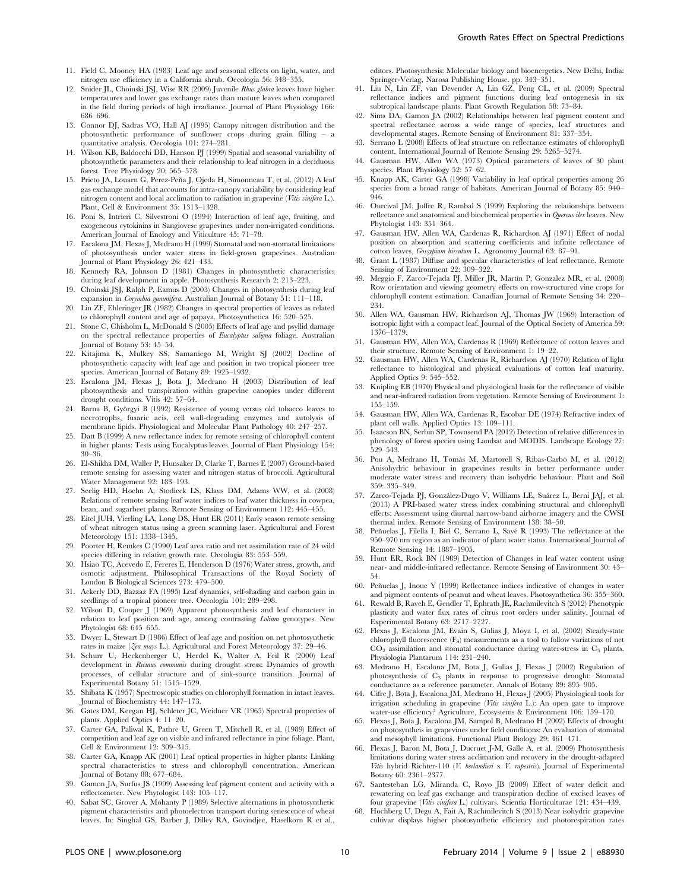11. Field C, Mooney HA (1983) Leaf age and seasonal effects on light, water, and nitrogen use efficiency in a California shrub. Oecologia 56: 348–355.
12. Snider JL, Choinski JSJ, Wise RR (2009) Juvenile *Rhus glabra* leaves have higher temperatures and lower gas exchange rates than mature leaves when compared in the field during periods of high irradiance. Journal of Plant Physiology 166: 686–696.
13. Connor DJ, Sadras VO, Hall AJ (1995) Canopy nitrogen distribution and the photosynthetic performance of sunflower crops during grain filling – a quantitative analysis. Oecologia 101: 274–281.
14. Wilson KB, Baldocchi DD, Hanson PJ (1999) Spatial and seasonal variability of photosynthetic parameters and their relationship to leaf nitrogen in a deciduous forest. Tree Physiology 20: 565–578.
15. Prieto JA, Louarn G, Perez-Peña J, Ojeda H, Simonneau T, et al. (2012) A leaf gas exchange model that accounts for intra-canopy variability by considering leaf nitrogen content and local acclimation to radiation in grapevine (*Vitis vinifera* L.). Plant, Cell & Environment 35: 1313–1328.
16. Poni S, Intrieri C, Silvestroni O (1994) Interaction of leaf age, fruiting, and exogeneous cytokinins in Sangiovese grapevines under non-irrigated conditions. American Journal of Enology and Viticulture 45: 71–78.
17. Escalona JM, Flexas J, Medrano H (1999) Stomatal and non-stomatal limitations of photosynthesis under water stress in field-grown grapevines. Australian Journal of Plant Physiology 26: 421–433.
18. Kennedy RA, Johnson D (1981) Changes in photosynthetic characteristics during leaf development in apple. Photosynthesis Research 2: 213–223.
19. Choinski JSJ, Ralph P, Eamus D (2003) Changes in photosynthesis during leaf expansion in *Corymbia gummifera*. Australian Journal of Botany 51: 111–118.
20. Lin ZF, Ehleringer JR (1982) Changes in spectral properties of leaves as related to chlorophyll content and age of papaya. Photosynthetica 16: 520–525.
21. Stone C, Chisholm L, McDonald S (2005) Effects of leaf age and psyllid damage on the spectral reflectance properties of *Eucalyptus saligna* foliage. Australian Journal of Botany 53: 45–54.
22. Kitajima K, Mulkey SS, Samaniego M, Wright SJ (2002) Decline of photosynthetic capacity with leaf age and position in two tropical pioneer tree species. American Journal of Botany 89: 1925–1932.
23. Escalona JM, Flexas J, Bota J, Medrano H (2003) Distribution of leaf photosynthesis and transpiration within grapevine canopies under different drought conditions. Vitis 42: 57–64.
24. Barna B, Györgyi B (1992) Resistence of young versus old tobacco leaves to necrotrophs, fusaric acis, cell wall-degrading enzymes and autolysis of membrane lipids. Physiological and Molecular Plant Pathology 40: 247–257.
25. Datt B (1999) A new reflectance index for remote sensing of chlorophyll content in higher plants: Tests using Eucalyptus leaves. Journal of Plant Physiology 154: 30–36.
26. El-Shikha DM, Waller P, Hunsaker D, Clarke T, Barnes E (2007) Ground-based remote sensing for assessing water and nitrogen status of broccoli. Agricultural Water Management 92: 183–193.
27. Seelig HD, Hoehn A, Stodieck LS, Klaus DM, Adams WW, et al. (2008) Relations of remote sensing leaf water indices to leaf water thickness in cowpea, bean, and sugarbeet plants. Remote Sensing of Environment 112: 445–455.
28. Eitel JUH, Vierling LA, Long DS, Hunt ER (2011) Early season remote sensing of wheat nitrogen status using a green scanning laser. Agricultural and Forest Meteorology 151: 1338–1345.
29. Poorter H, Remkes C (1990) Leaf area ratio and net assimilation rate of 24 wild species differing in relative growth rate. Oecologia 83: 553–559.
30. Hsiao TC, Acevedo E, Fereres E, Henderson D (1976) Water stress, growth, and osmotic adjustment. Philosophical Transactions of the Royal Society of London B Biological Sciences 273: 479–500.
31. Ackerly DD, Bazzaz FA (1995) Leaf dynamics, self-shading and carbon gain in seedlings of a tropical pioneer tree. Oecologia 101: 289–298.
32. Wilson D, Cooper J (1969) Apparent photosynthesis and leaf characters in relation to leaf position and age, among contrasting *Lolium* genotypes. New Phytologist 68: 645–655.
33. Dwyer L, Stewart D (1986) Effect of leaf age and position on net photosynthetic rates in maize (*Zea mays* L.). Agricultural and Forest Meteorology 37: 29–46.
34. Schurr U, Heckenberger U, Herdel K, Walter A, Feil R (2000) Leaf development in *Ricinus communis* during drought stress: Dynamics of growth processes, of cellular structure and of sink-source transition. Journal of Experimental Botany 51: 1515–1529.
35. Shibata K (1957) Spectroscopic studies on chlorophyll formation in intact leaves. Journal of Biochemistry 44: 147–173.
36. Gates DM, Keegan HJ, Schleter JC, Weidner VR (1965) Spectral properties of plants. Applied Optics 4: 11–20.
37. Carter GA, Paliwal K, Pathre U, Green T, Mitchell R, et al. (1989) Effect of competition and leaf age on visible and infrared reflectance in pine foliage. Plant, Cell & Environment 12: 309–315.
38. Carter GA, Knapp AK (2001) Leaf optical properties in higher plants: Linking spectral characteristics to stress and chlorophyll concentration. American Journal of Botany 88: 677–684.
39. Gamon JA, Surfus JS (1999) Assessing leaf pigment content and activity with a reflectometer. New Phytologist 143: 105–117.
40. Sabat SC, Grover A, Mohanty P (1989) Selective alternations in photosynthetic pigment characteristics and photoelectron transport during senescence of wheat leaves. In: Singhal GS, Barber J, Dilley RA, Govindjee, Haselkorn R et al., editors. Photosynthesis: Molecular biology and bioenergetics. New Delhi, India: Springer-Verlag, Narosa Publishing House. pp. 343–351.
41. Liu N, Lin ZF, van Devender A, Lin GZ, Peng CL, et al. (2009) Spectral reflectance indices and pigment functions during leaf ontogenesis in six subtropical landscape plants. Plant Growth Regulation 58: 73–84.
42. Sims DA, Gamon JA (2002) Relationships between leaf pigment content and spectral reflectance across a wide range of species, leaf structures and developmental stages. Remote Sensing of Environment 81: 337–354.
43. Serrano L (2008) Effects of leaf structure on reflectance estimates of chlorophyll content. International Journal of Remote Sensing 29: 5265–5274.
44. Gausman HW, Allen WA (1973) Optical parameters of leaves of 30 plant species. Plant Physiology 52: 57–62.
45. Knapp AK, Carter GA (1998) Variability in leaf optical properties among 26 species from a broad range of habitats. American Journal of Botany 85: 940–946.
46. Ourcival JM, Joffre R, Rambal S (1999) Exploring the relationships between reflectance and anatomical and biochemical properties in *Quercus ilex* leaves. New Phytologist 143: 351–364.
47. Gausman HW, Allen WA, Cardenas R, Richardson AJ (1971) Effect of nodal position on absorption and scattering coefficients and infinite reflectance of cotton leaves, *Gossypium hirsutum* L. Agronomy Journal 63: 87–91.
48. Grant L (1987) Diffuse and specular characteristics of leaf reflectance. Remote Sensing of Environment 22: 309–322.
49. Meggio F, Zarco-Tejada PJ, Miller JR, Martín P, Gonzalez MR, et al. (2008) Row orientation and viewing geometry effects on row-structured vine crops for chlorophyll content estimation. Canadian Journal of Remote Sensing 34: 220–234.
50. Allen WA, Gausman HW, Richardson AJ, Thomas JW (1969) Interaction of isotropic light with a compact leaf. Journal of the Optical Society of America 59: 1376–1379.
51. Gausman HW, Allen WA, Cardenas R (1969) Reflectance of cotton leaves and their structure. Remote Sensing of Environment 1: 19–22.
52. Gausman HW, Allen WA, Cardenas R, Richardson AJ (1970) Relation of light reflectance to histological and physical evaluations of cotton leaf maturity. Applied Optics 9: 545–552.
53. Knipling EB (1970) Physical and physiological basis for the reflectance of visible and near-infrared radiation from vegetation. Remote Sensing of Environment 1: 155–159.
54. Gausman HW, Allen WA, Cardenas R, Escobar DE (1974) Refractive index of plant cell walls. Applied Optics 13: 109–111.
55. Isaacson BN, Serbin SP, Townsend PA (2012) Detection of relative differences in phenology of forest species using Landsat and MODIS. Landscape Ecology 27: 529–543.
56. Pou A, Medrano H, Tomàs M, Martorell S, Ribas-Carbó M, et al. (2012) Anisohydric behaviour in grapevines results in better performance under moderate water stress and recovery than isohydric behaviour. Plant and Soil 359: 335–349.
57. Zarco-Tejada PJ, González-Dugo V, Williams LE, Suárez L, Berni JAJ, et al. (2013) A PRI-based water stress index combining structural and chlorophyll effects: Assessment using diurnal narrow-band airborne imagery and the CWSI thermal index. Remote Sensing of Environment 138: 38–50.
58. Peñuelas J, Filella I, Biel C, Serrano L, Savé R (1993) The reflectance at the 950–970 nm region as an indicator of plant water status. International Journal of Remote Sensing 14: 1887–1905.
59. Hunt ER, Rock BN (1989) Detection of Changes in leaf water content using near- and middle-infrared reflectance. Remote Sensing of Environment 30: 43–54.
60. Peñuelas J, Inoue Y (1999) Reflectance indices indicative of changes in water and pigment contents of peanut and wheat leaves. Photosynthetica 36: 355–360.
61. Rewald B, Raveh E, Gendler T, Ephrath JE, Rachmilevitch S (2012) Phenotypic plasticity and water flux rates of citrus root orders under salinity. Journal of Experimental Botany 63: 2717–2727.
62. Flexas J, Escalona JM, Evain S, Gulias J, Moya I, et al. (2002) Steady-state chlorophyll fluorescence ($F_S$) measurements as a tool to follow variations of net $CO_2$ assimilation and stomatal conductance during water-stress in $C_3$ plants. Physiologia Plantarum 114: 231–240.
63. Medrano H, Escalona JM, Bota J, Gulias J, Flexas J (2002) Regulation of photosynthesis of $C_3$ plants in response to progressive drought: Stomatal conductance as a reference parameter. Annals of Botany 89: 895–905.
64. Cifre J, Bota J, Escalona JM, Medrano H, Flexas J (2005) Physiological tools for irrigation scheduling in grapevine (*Vitis vinifera* L.): An open gate to improve water-use efficiency? Agriculture, Ecosystems & Environment 106: 159–170.
65. Flexas J, Bota J, Escalona JM, Sampol B, Medrano H (2002) Effects of drought on photosynthesis in grapevines under field conditions: An evaluation of stomatal and mesophyll limitations. Functional Plant Biology 29: 461–471.
66. Flexas J, Baron M, Bota J, Ducruet J-M, Galle A, et al. (2009) Photosynthesis limitations during water stress acclimation and recovery in the drought-adapted *Vitis* hybrid Richter-110 (*V. berlandieri* x *V. rupestris*). Journal of Experimental Botany 60: 2361–2377.
67. Santesteban LG, Miranda C, Royo JB (2009) Effect of water deficit and rewatering on leaf gas exchange and transpiration decline of excised leaves of four grapevine (*Vitis vinifera* L.) cultivars. Scientia Horticulturae 121: 434–439.
68. Hochberg U, Degu A, Fait A, Rachmilevitch S (2013) Near isohydric grapevine cultivar displays higher photosynthetic efficiency and photorespiration rates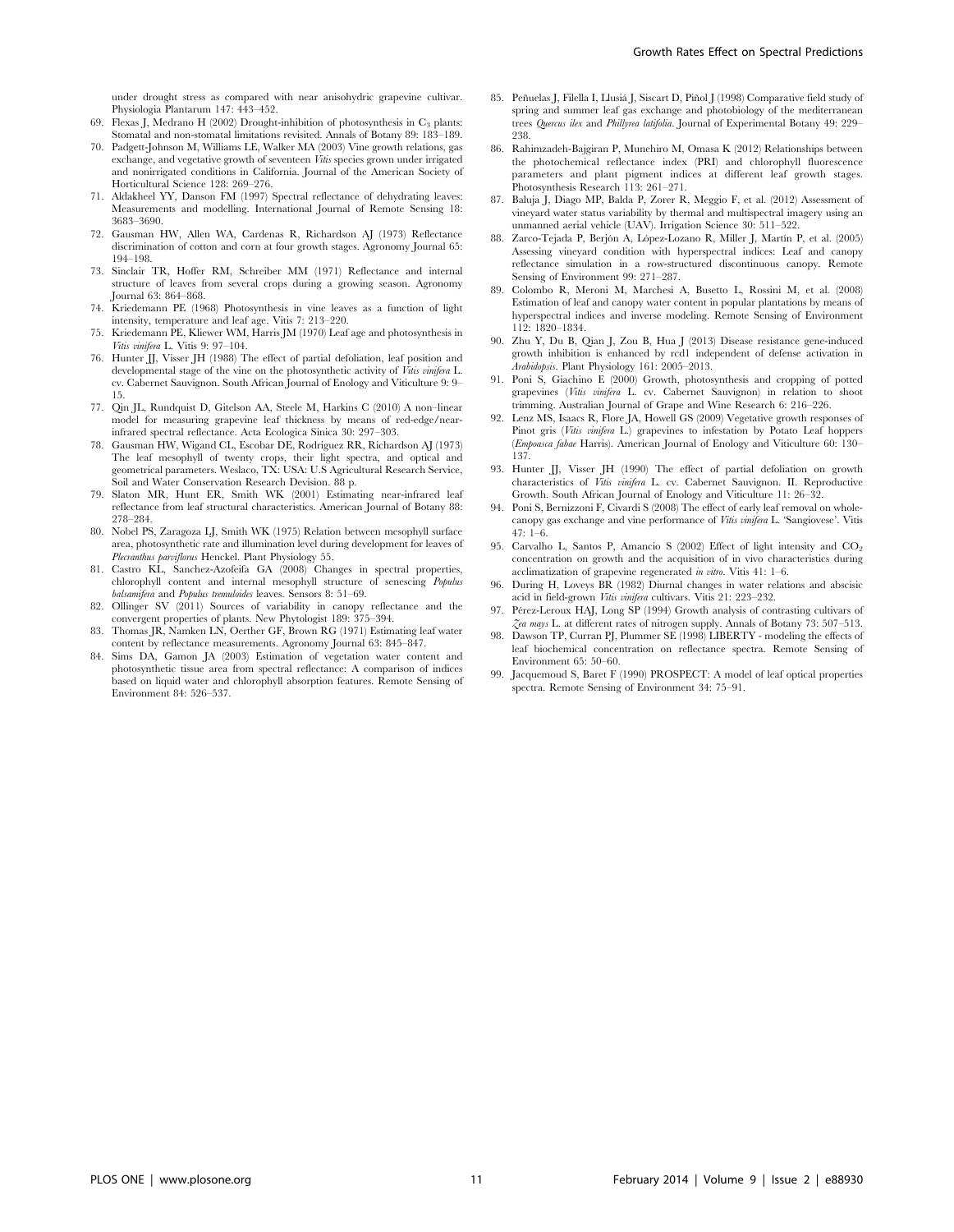under drought stress as compared with near anisohydric grapevine cultivar. Physiologia Plantarum 147: 443–452.

69. Flexas J, Medrano H (2002) Drought-inhibition of photosynthesis in $C_3$ plants: Stomatal and non-stomatal limitations revisited. Annals of Botany 89: 183–189.
70. Padgett-Johnson M, Williams LE, Walker MA (2003) Vine growth relations, gas exchange, and vegetative growth of seventeen *Vitis* species grown under irrigated and nonirrigated conditions in California. Journal of the American Society of Horticultural Science 128: 269–276.
71. Aldakheel YY, Danson FM (1997) Spectral reflectance of dehydrating leaves: Measurements and modelling. International Journal of Remote Sensing 18: 3683–3690.
72. Gausman HW, Allen WA, Cardenas R, Richardson AJ (1973) Reflectance discrimination of cotton and corn at four growth stages. Agronomy Journal 65: 194–198.
73. Sinclair TR, Hoffer RM, Schreiber MM (1971) Reflectance and internal structure of leaves from several crops during a growing season. Agronomy Journal 63: 864–868.
74. Kriedemann PE (1968) Photosynthesis in vine leaves as a function of light intensity, temperature and leaf age. Vitis 7: 213–220.
75. Kriedemann PE, Kliewer WM, Harris JM (1970) Leaf age and photosynthesis in *Vitis vinifera* L. Vitis 9: 97–104.
76. Hunter JJ, Visser JH (1988) The effect of partial defoliation, leaf position and developmental stage of the vine on the photosynthetic activity of *Vitis vinifera* L. cv. Cabernet Sauvignon. South African Journal of Enology and Viticulture 9: 9–15.
77. Qin JL, Rundquist D, Gitelson AA, Steele M, Harkins C (2010) A non–linear model for measuring grapevine leaf thickness by means of red-edge/near-infrared spectral reflectance. Acta Ecologica Sinica 30: 297–303.
78. Gausman HW, Wigand CL, Escobar DE, Rodriguez RR, Richardson AJ (1973) The leaf mesophyll of twenty crops, their light spectra, and optical and geometrical parameters. Weslaco, TX: USA: U.S Agricultural Research Service, Soil and Water Conservation Research Devision. 88 p.
79. Slaton MR, Hunt ER, Smith WK (2001) Estimating near-infrared leaf reflectance from leaf structural characteristics. American Journal of Botany 88: 278–284.
80. Nobel PS, Zaragoza LJ, Smith WK (1975) Relation between mesophyll surface area, photosynthetic rate and illumination level during development for leaves of *Plecranthus parviflorus* Henckel. Plant Physiology 55.
81. Castro KL, Sanchez-Azofeifa GA (2008) Changes in spectral properties, chlorophyll content and internal mesophyll structure of senescing *Populus balsamifera* and *Populus tremuloides* leaves. Sensors 8: 51–69.
82. Ollinger SV (2011) Sources of variability in canopy reflectance and the convergent properties of plants. New Phytologist 189: 375–394.
83. Thomas JR, Namken LN, Oerther GF, Brown RG (1971) Estimating leaf water content by reflectance measurements. Agronomy Journal 63: 845–847.
84. Sims DA, Gamon JA (2003) Estimation of vegetation water content and photosynthetic tissue area from spectral reflectance: A comparison of indices based on liquid water and chlorophyll absorption features. Remote Sensing of Environment 84: 526–537.
85. Peñuelas J, Filella I, Llusiá J, Siscart D, Piñol J (1998) Comparative field study of spring and summer leaf gas exchange and photobiology of the mediterranean trees *Quercus ilex* and *Phillyrea latifolia*. Journal of Experimental Botany 49: 229–238.
86. Rahimzadeh-Bajgiran P, Munehiro M, Omasa K (2012) Relationships between the photochemical reflectance index (PRI) and chlorophyll fluorescence parameters and plant pigment indices at different leaf growth stages. Photosynthesis Research 113: 261–271.
87. Baluja J, Diago MP, Balda P, Zorer R, Meggio F, et al. (2012) Assessment of vineyard water status variability by thermal and multispectral imagery using an unmanned aerial vehicle (UAV). Irrigation Science 30: 511–522.
88. Zarco-Tejada P, Berjón A, López-Lozano R, Miller J, Martín P, et al. (2005) Assessing vineyard condition with hyperspectral indices: Leaf and canopy reflectance simulation in a row-structured discontinuous canopy. Remote Sensing of Environment 99: 271–287.
89. Colombo R, Meroni M, Marchesi A, Busetto L, Rossini M, et al. (2008) Estimation of leaf and canopy water content in popular plantations by means of hyperspectral indices and inverse modeling. Remote Sensing of Environment 112: 1820–1834.
90. Zhu Y, Du B, Qian J, Zou B, Hua J (2013) Disease resistance gene-induced growth inhibition is enhanced by rcd1 independent of defense activation in *Arabidopsis*. Plant Physiology 161: 2005–2013.
91. Poni S, Giachino E (2000) Growth, photosynthesis and cropping of potted grapevines (*Vitis vinifera* L. cv. Cabernet Sauvignon) in relation to shoot trimming. Australian Journal of Grape and Wine Research 6: 216–226.
92. Lenz MS, Isaacs R, Flore JA, Howell GS (2009) Vegetative growth responses of Pinot gris (*Vitis vinifera* L.) grapevines to infestation by Potato Leaf hoppers (*Empoasca fabae* Harris). American Journal of Enology and Viticulture 60: 130–137.
93. Hunter JJ, Visser JH (1990) The effect of partial defoliation on growth characteristics of *Vitis vinifera* L. cv. Cabernet Sauvignon. II. Reproductive Growth. South African Journal of Enology and Viticulture 11: 26–32.
94. Poni S, Bernizzoni F, Civardi S (2008) The effect of early leaf removal on whole-canopy gas exchange and vine performance of *Vitis vinifera* L. 'Sangiovese'. Vitis 47: 1–6.
95. Carvalho L, Santos P, Amancio S (2002) Effect of light intensity and $CO_2$ concentration on growth and the acquisition of in vivo characteristics during acclimatization of grapevine regenerated *in vitro*. Vitis 41: 1–6.
96. During H, Loveys BR (1982) Diurnal changes in water relations and abscisic acid in field-grown *Vitis vinifera* cultivars. Vitis 21: 223–232.
97. Pérez-Leroux HAJ, Long SP (1994) Growth analysis of contrasting cultivars of *Zea mays* L. at different rates of nitrogen supply. Annals of Botany 73: 507–513.
98. Dawson TP, Curran PJ, Plummer SE (1998) LIBERTY - modeling the effects of leaf biochemical concentration on reflectance spectra. Remote Sensing of Environment 65: 50–60.
99. Jacquemoud S, Baret F (1990) PROSPECT: A model of leaf optical properties spectra. Remote Sensing of Environment 34: 75–91.